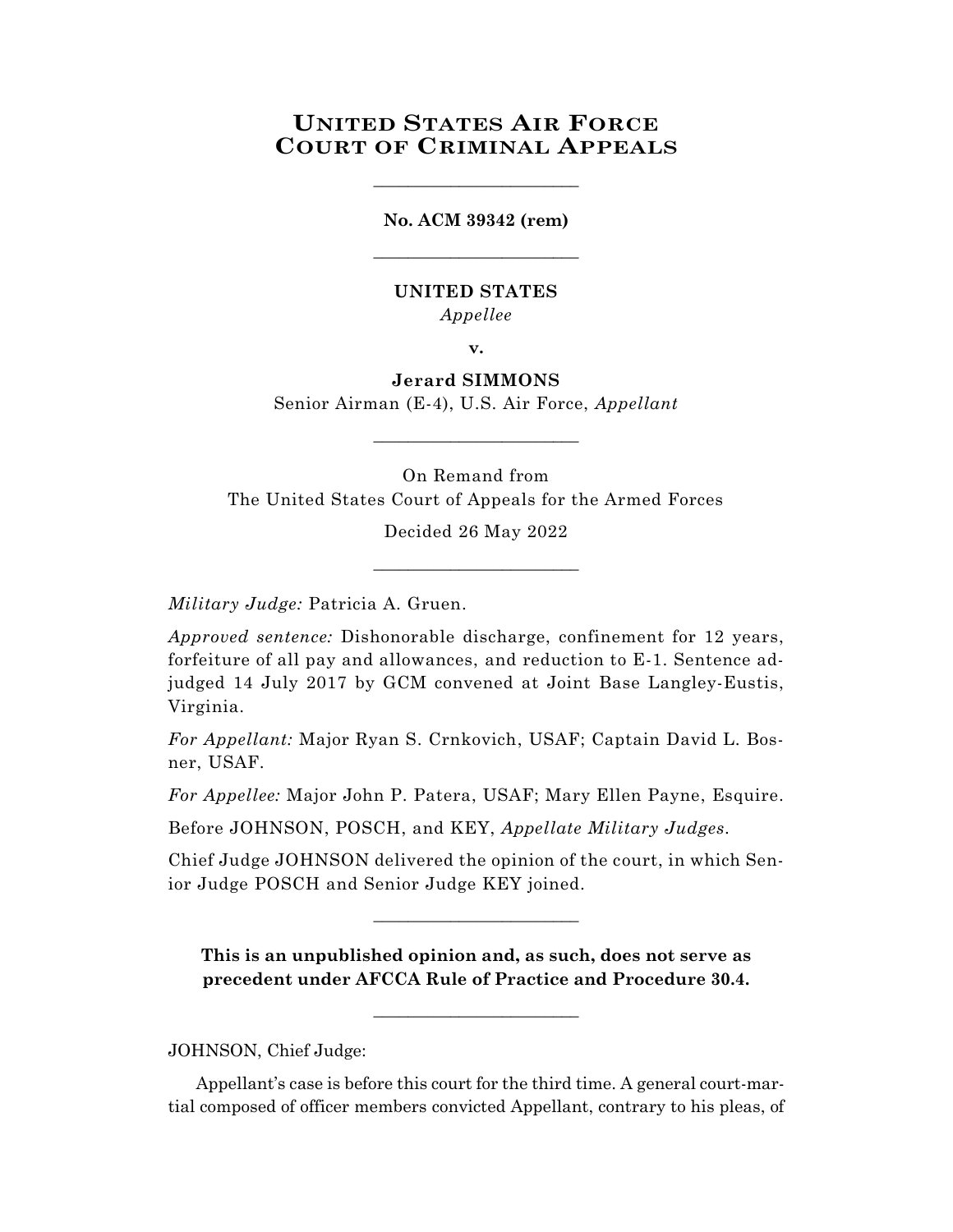# United States Air Force Court of Criminal Appeals

---

**No. ACM 39342 (rem)**

---

**UNITED STATES**

*Appellee*

**v.**

**Jerard SIMMONS**

Senior Airman (E-4), U.S. Air Force, *Appellant*

---

On Remand from

The United States Court of Appeals for the Armed Forces

Decided 26 May 2022

---

*Military Judge:* Patricia A. Gruen.

*Approved sentence:* Dishonorable discharge, confinement for 12 years, forfeiture of all pay and allowances, and reduction to E-1. Sentence adjudged 14 July 2017 by GCM convened at Joint Base Langley-Eustis, Virginia.

*For Appellant:* Major Ryan S. Crnkovich, USAF; Captain David L. Bosner, USAF.

*For Appellee:* Major John P. Patera, USAF; Mary Ellen Payne, Esquire.

Before JOHNSON, POSCH, and KEY, *Appellate Military Judges*.

Chief Judge JOHNSON delivered the opinion of the court, in which Senior Judge POSCH and Senior Judge KEY joined.

---

**This is an unpublished opinion and, as such, does not serve as precedent under AFCCA Rule of Practice and Procedure 30.4.**

---

JOHNSON, Chief Judge:

Appellant's case is before this court for the third time. A general court-martial composed of officer members convicted Appellant, contrary to his pleas, of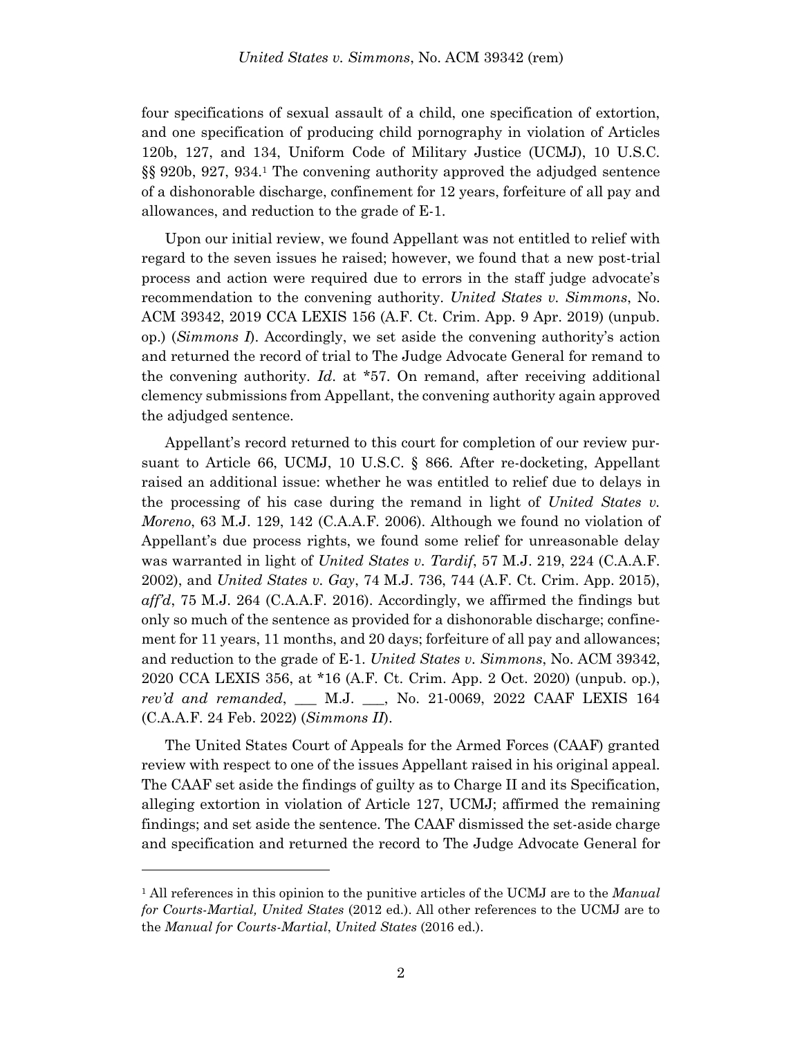four specifications of sexual assault of a child, one specification of extortion, and one specification of producing child pornography in violation of Articles 120b, 127, and 134, Uniform Code of Military Justice (UCMJ), 10 U.S.C. §§ 920b, 927, 934.[1] The convening authority approved the adjudged sentence of a dishonorable discharge, confinement for 12 years, forfeiture of all pay and allowances, and reduction to the grade of E-1.

Upon our initial review, we found Appellant was not entitled to relief with regard to the seven issues he raised; however, we found that a new post-trial process and action were required due to errors in the staff judge advocate's recommendation to the convening authority. *United States v. Simmons*, No. ACM 39342, 2019 CCA LEXIS 156 (A.F. Ct. Crim. App. 9 Apr. 2019) (unpub. op.) (*Simmons I*). Accordingly, we set aside the convening authority's action and returned the record of trial to The Judge Advocate General for remand to the convening authority. *Id*. at \*57. On remand, after receiving additional clemency submissions from Appellant, the convening authority again approved the adjudged sentence.

Appellant's record returned to this court for completion of our review pursuant to Article 66, UCMJ, 10 U.S.C. § 866. After re-docketing, Appellant raised an additional issue: whether he was entitled to relief due to delays in the processing of his case during the remand in light of *United States v. Moreno*, 63 M.J. 129, 142 (C.A.A.F. 2006). Although we found no violation of Appellant's due process rights, we found some relief for unreasonable delay was warranted in light of *United States v. Tardif*, 57 M.J. 219, 224 (C.A.A.F. 2002), and *United States v. Gay*, 74 M.J. 736, 744 (A.F. Ct. Crim. App. 2015), *aff'd*, 75 M.J. 264 (C.A.A.F. 2016). Accordingly, we affirmed the findings but only so much of the sentence as provided for a dishonorable discharge; confinement for 11 years, 11 months, and 20 days; forfeiture of all pay and allowances; and reduction to the grade of E-1. *United States v. Simmons*, No. ACM 39342, 2020 CCA LEXIS 356, at \*16 (A.F. Ct. Crim. App. 2 Oct. 2020) (unpub. op.), *rev'd and remanded*, \_\_\_ M.J. \_\_\_, No. 21-0069, 2022 CAAF LEXIS 164 (C.A.A.F. 24 Feb. 2022) (*Simmons II*).

The United States Court of Appeals for the Armed Forces (CAAF) granted review with respect to one of the issues Appellant raised in his original appeal. The CAAF set aside the findings of guilty as to Charge II and its Specification, alleging extortion in violation of Article 127, UCMJ; affirmed the remaining findings; and set aside the sentence. The CAAF dismissed the set-aside charge and specification and returned the record to The Judge Advocate General for

---

[1] All references in this opinion to the punitive articles of the UCMJ are to the *Manual for Courts-Martial, United States* (2012 ed.). All other references to the UCMJ are to the *Manual for Courts-Martial*, *United States* (2016 ed.).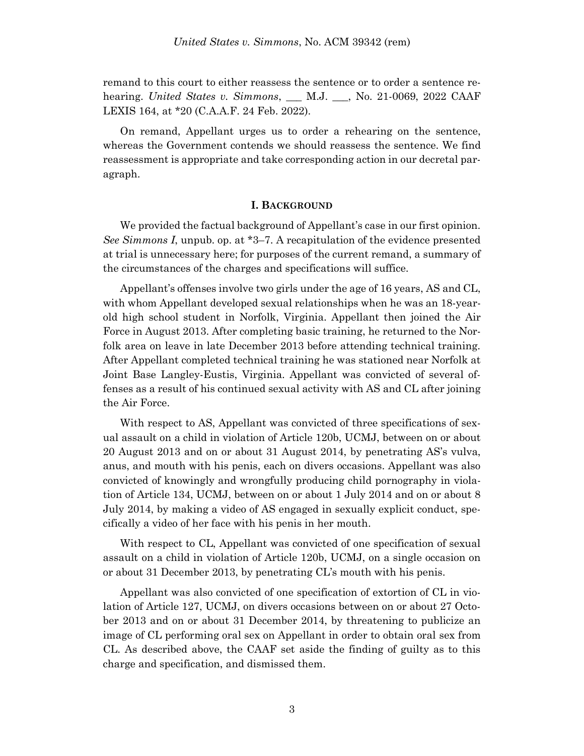remand to this court to either reassess the sentence or to order a sentence rehearing. *United States v. Simmons*, ___ M.J. ___, No. 21-0069, 2022 CAAF LEXIS 164, at *20 (C.A.A.F. 24 Feb. 2022).

On remand, Appellant urges us to order a rehearing on the sentence, whereas the Government contends we should reassess the sentence. We find reassessment is appropriate and take corresponding action in our decretal paragraph.

## I. BACKGROUND

We provided the factual background of Appellant's case in our first opinion. *See Simmons I*, unpub. op. at *3–7. A recapitulation of the evidence presented at trial is unnecessary here; for purposes of the current remand, a summary of the circumstances of the charges and specifications will suffice.

Appellant's offenses involve two girls under the age of 16 years, AS and CL, with whom Appellant developed sexual relationships when he was an 18-year-old high school student in Norfolk, Virginia. Appellant then joined the Air Force in August 2013. After completing basic training, he returned to the Norfolk area on leave in late December 2013 before attending technical training. After Appellant completed technical training he was stationed near Norfolk at Joint Base Langley-Eustis, Virginia. Appellant was convicted of several offenses as a result of his continued sexual activity with AS and CL after joining the Air Force.

With respect to AS, Appellant was convicted of three specifications of sexual assault on a child in violation of Article 120b, UCMJ, between on or about 20 August 2013 and on or about 31 August 2014, by penetrating AS's vulva, anus, and mouth with his penis, each on divers occasions. Appellant was also convicted of knowingly and wrongfully producing child pornography in violation of Article 134, UCMJ, between on or about 1 July 2014 and on or about 8 July 2014, by making a video of AS engaged in sexually explicit conduct, specifically a video of her face with his penis in her mouth.

With respect to CL, Appellant was convicted of one specification of sexual assault on a child in violation of Article 120b, UCMJ, on a single occasion on or about 31 December 2013, by penetrating CL's mouth with his penis.

Appellant was also convicted of one specification of extortion of CL in violation of Article 127, UCMJ, on divers occasions between on or about 27 October 2013 and on or about 31 December 2014, by threatening to publicize an image of CL performing oral sex on Appellant in order to obtain oral sex from CL. As described above, the CAAF set aside the finding of guilty as to this charge and specification, and dismissed them.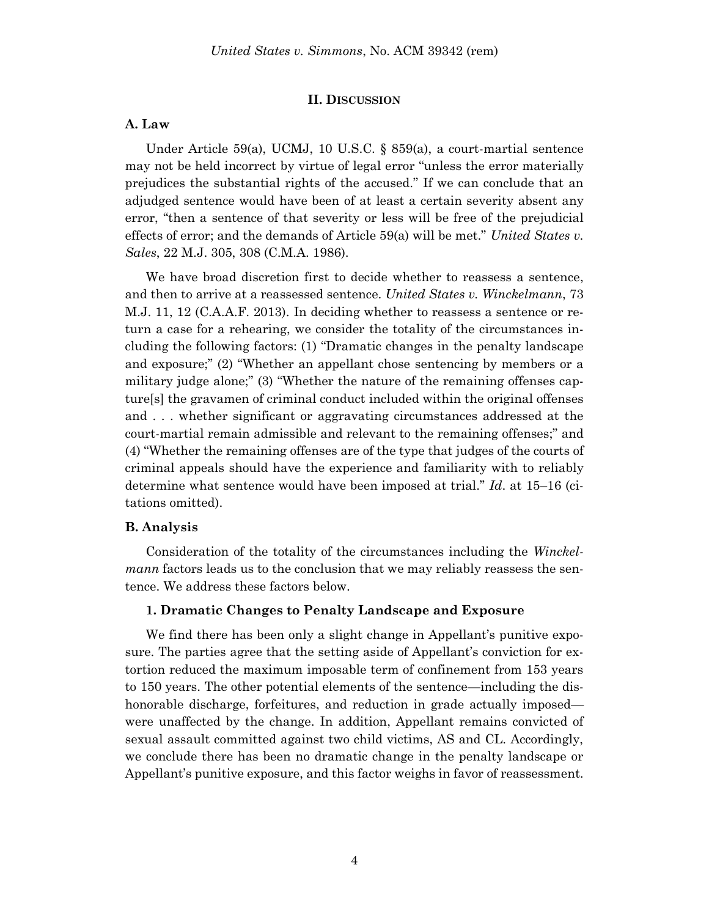## II. DISCUSSION

### A. Law

Under Article 59(a), UCMJ, 10 U.S.C. § 859(a), a court-martial sentence may not be held incorrect by virtue of legal error "unless the error materially prejudices the substantial rights of the accused." If we can conclude that an adjudged sentence would have been of at least a certain severity absent any error, "then a sentence of that severity or less will be free of the prejudicial effects of error; and the demands of Article 59(a) will be met." *United States v. Sales*, 22 M.J. 305, 308 (C.M.A. 1986).

We have broad discretion first to decide whether to reassess a sentence, and then to arrive at a reassessed sentence. *United States v. Winckelmann*, 73 M.J. 11, 12 (C.A.A.F. 2013). In deciding whether to reassess a sentence or return a case for a rehearing, we consider the totality of the circumstances including the following factors: (1) "Dramatic changes in the penalty landscape and exposure;" (2) "Whether an appellant chose sentencing by members or a military judge alone;" (3) "Whether the nature of the remaining offenses capture[s] the gravamen of criminal conduct included within the original offenses and . . . whether significant or aggravating circumstances addressed at the court-martial remain admissible and relevant to the remaining offenses;" and (4) "Whether the remaining offenses are of the type that judges of the courts of criminal appeals should have the experience and familiarity with to reliably determine what sentence would have been imposed at trial." *Id.* at 15–16 (citations omitted).

### B. Analysis

Consideration of the totality of the circumstances including the *Winckelmann* factors leads us to the conclusion that we may reliably reassess the sentence. We address these factors below.

#### 1. Dramatic Changes to Penalty Landscape and Exposure

We find there has been only a slight change in Appellant's punitive exposure. The parties agree that the setting aside of Appellant's conviction for extortion reduced the maximum imposable term of confinement from 153 years to 150 years. The other potential elements of the sentence—including the dishonorable discharge, forfeitures, and reduction in grade actually imposed—were unaffected by the change. In addition, Appellant remains convicted of sexual assault committed against two child victims, AS and CL. Accordingly, we conclude there has been no dramatic change in the penalty landscape or Appellant's punitive exposure, and this factor weighs in favor of reassessment.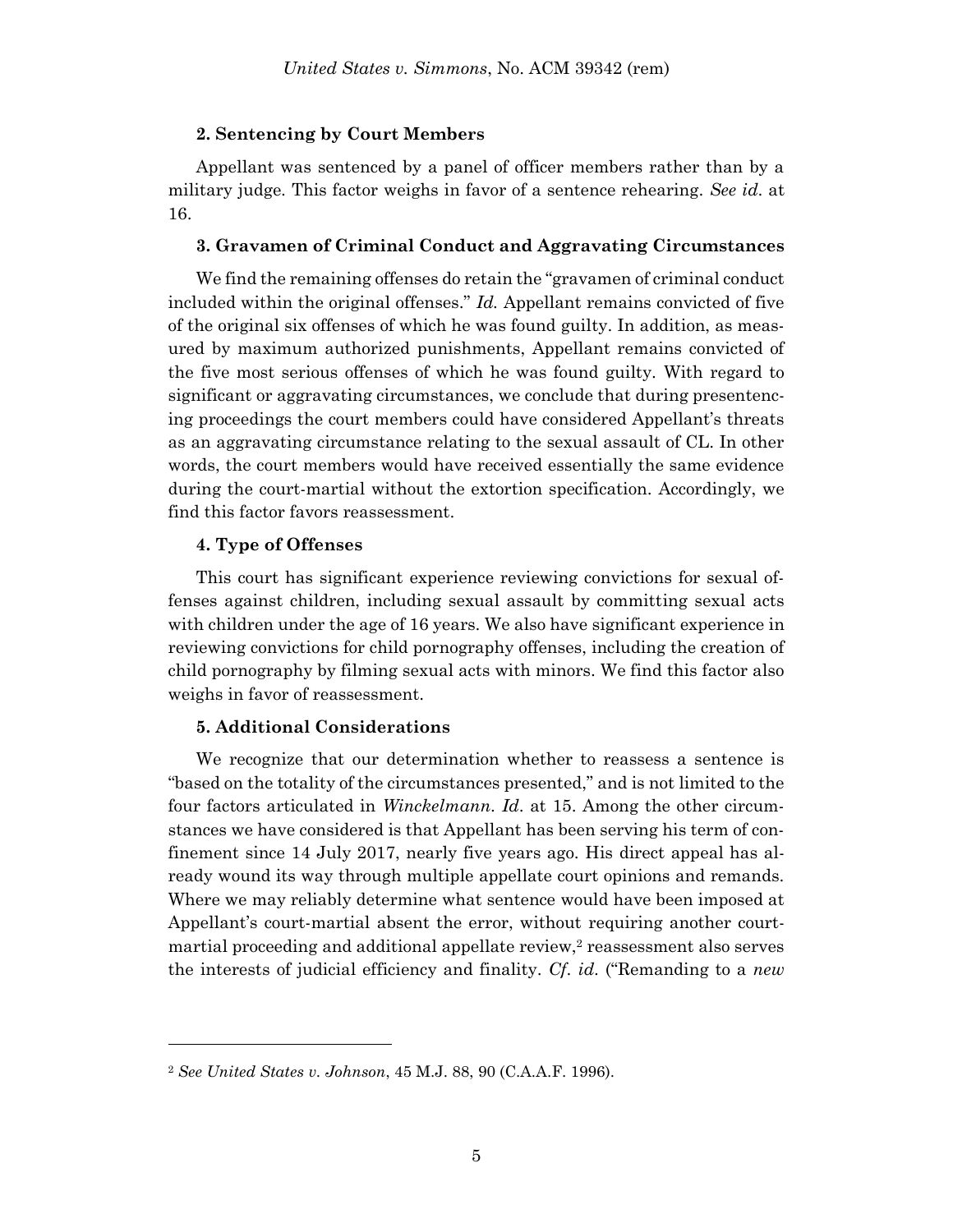### 2. Sentencing by Court Members

Appellant was sentenced by a panel of officer members rather than by a military judge. This factor weighs in favor of a sentence rehearing. *See id.* at 16.

### 3. Gravamen of Criminal Conduct and Aggravating Circumstances

We find the remaining offenses do retain the "gravamen of criminal conduct included within the original offenses." *Id.* Appellant remains convicted of five of the original six offenses of which he was found guilty. In addition, as measured by maximum authorized punishments, Appellant remains convicted of the five most serious offenses of which he was found guilty. With regard to significant or aggravating circumstances, we conclude that during presentencing proceedings the court members could have considered Appellant's threats as an aggravating circumstance relating to the sexual assault of CL. In other words, the court members would have received essentially the same evidence during the court-martial without the extortion specification. Accordingly, we find this factor favors reassessment.

### 4. Type of Offenses

This court has significant experience reviewing convictions for sexual offenses against children, including sexual assault by committing sexual acts with children under the age of 16 years. We also have significant experience in reviewing convictions for child pornography offenses, including the creation of child pornography by filming sexual acts with minors. We find this factor also weighs in favor of reassessment.

### 5. Additional Considerations

We recognize that our determination whether to reassess a sentence is "based on the totality of the circumstances presented," and is not limited to the four factors articulated in *Winckelmann*. *Id.* at 15. Among the other circumstances we have considered is that Appellant has been serving his term of confinement since 14 July 2017, nearly five years ago. His direct appeal has already wound its way through multiple appellate court opinions and remands. Where we may reliably determine what sentence would have been imposed at Appellant's court-martial absent the error, without requiring another court-martial proceeding and additional appellate review,[2] reassessment also serves the interests of judicial efficiency and finality. *Cf. id.* ("Remanding to a *new*

---

[2] *See United States v. Johnson*, 45 M.J. 88, 90 (C.A.A.F. 1996).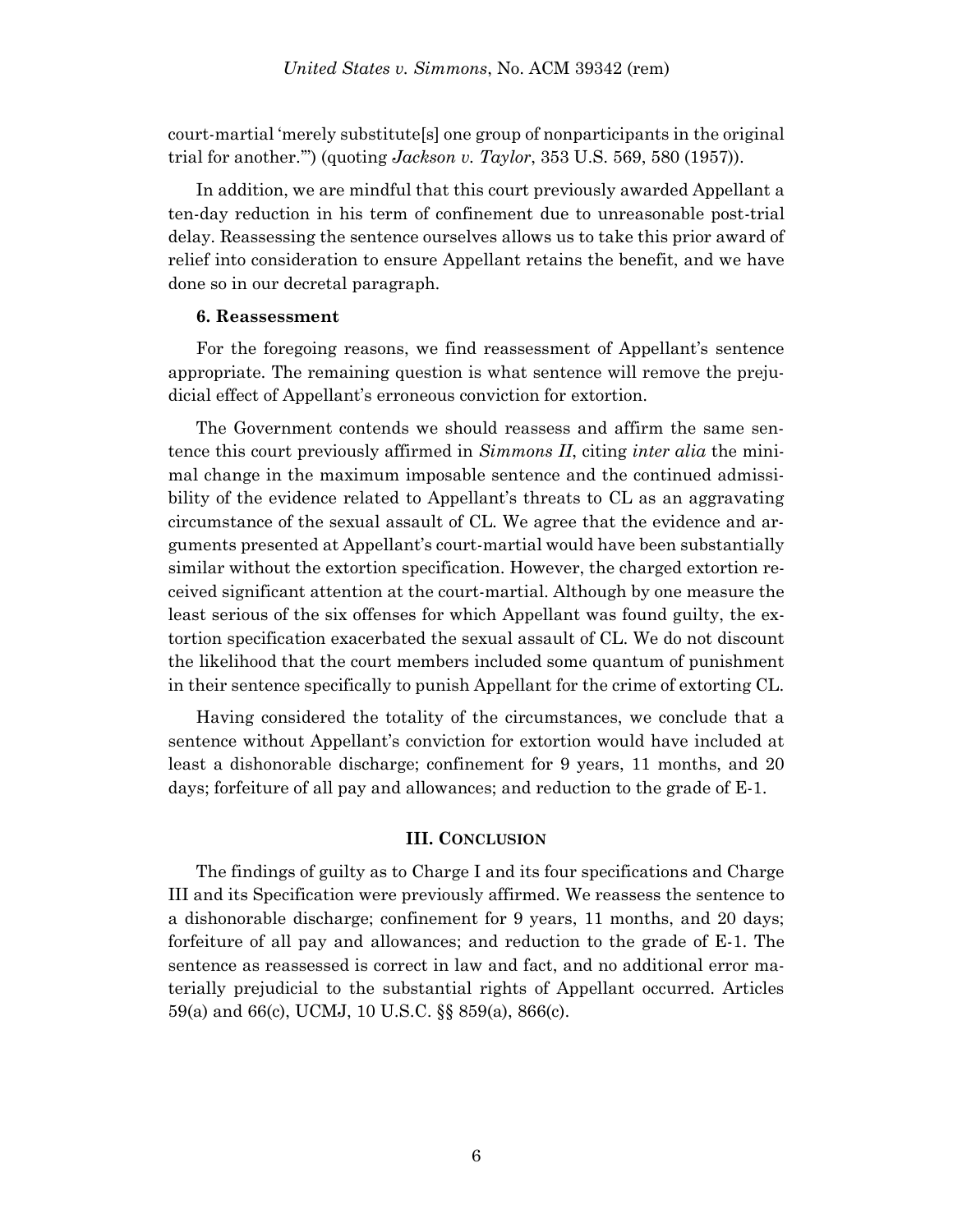court-martial 'merely substitute[s] one group of nonparticipants in the original trial for another.'") (quoting *Jackson v. Taylor*, 353 U.S. 569, 580 (1957)).

In addition, we are mindful that this court previously awarded Appellant a ten-day reduction in his term of confinement due to unreasonable post-trial delay. Reassessing the sentence ourselves allows us to take this prior award of relief into consideration to ensure Appellant retains the benefit, and we have done so in our decretal paragraph.

#### 6. Reassessment

For the foregoing reasons, we find reassessment of Appellant's sentence appropriate. The remaining question is what sentence will remove the prejudicial effect of Appellant's erroneous conviction for extortion.

The Government contends we should reassess and affirm the same sentence this court previously affirmed in *Simmons II*, citing *inter alia* the minimal change in the maximum imposable sentence and the continued admissibility of the evidence related to Appellant's threats to CL as an aggravating circumstance of the sexual assault of CL. We agree that the evidence and arguments presented at Appellant's court-martial would have been substantially similar without the extortion specification. However, the charged extortion received significant attention at the court-martial. Although by one measure the least serious of the six offenses for which Appellant was found guilty, the extortion specification exacerbated the sexual assault of CL. We do not discount the likelihood that the court members included some quantum of punishment in their sentence specifically to punish Appellant for the crime of extorting CL.

Having considered the totality of the circumstances, we conclude that a sentence without Appellant's conviction for extortion would have included at least a dishonorable discharge; confinement for 9 years, 11 months, and 20 days; forfeiture of all pay and allowances; and reduction to the grade of E-1.

## III. CONCLUSION

The findings of guilty as to Charge I and its four specifications and Charge III and its Specification were previously affirmed. We reassess the sentence to a dishonorable discharge; confinement for 9 years, 11 months, and 20 days; forfeiture of all pay and allowances; and reduction to the grade of E-1. The sentence as reassessed is correct in law and fact, and no additional error materially prejudicial to the substantial rights of Appellant occurred. Articles 59(a) and 66(c), UCMJ, 10 U.S.C. §§ 859(a), 866(c).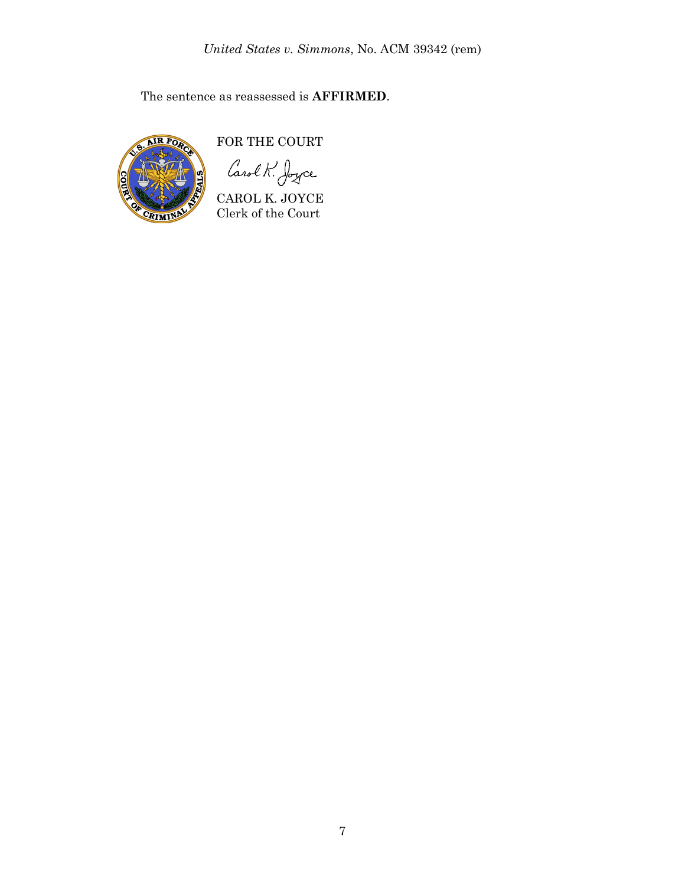The sentence as reassessed is **AFFIRMED**.

FOR THE COURT

CAROL K. JOYCE
Clerk of the Court